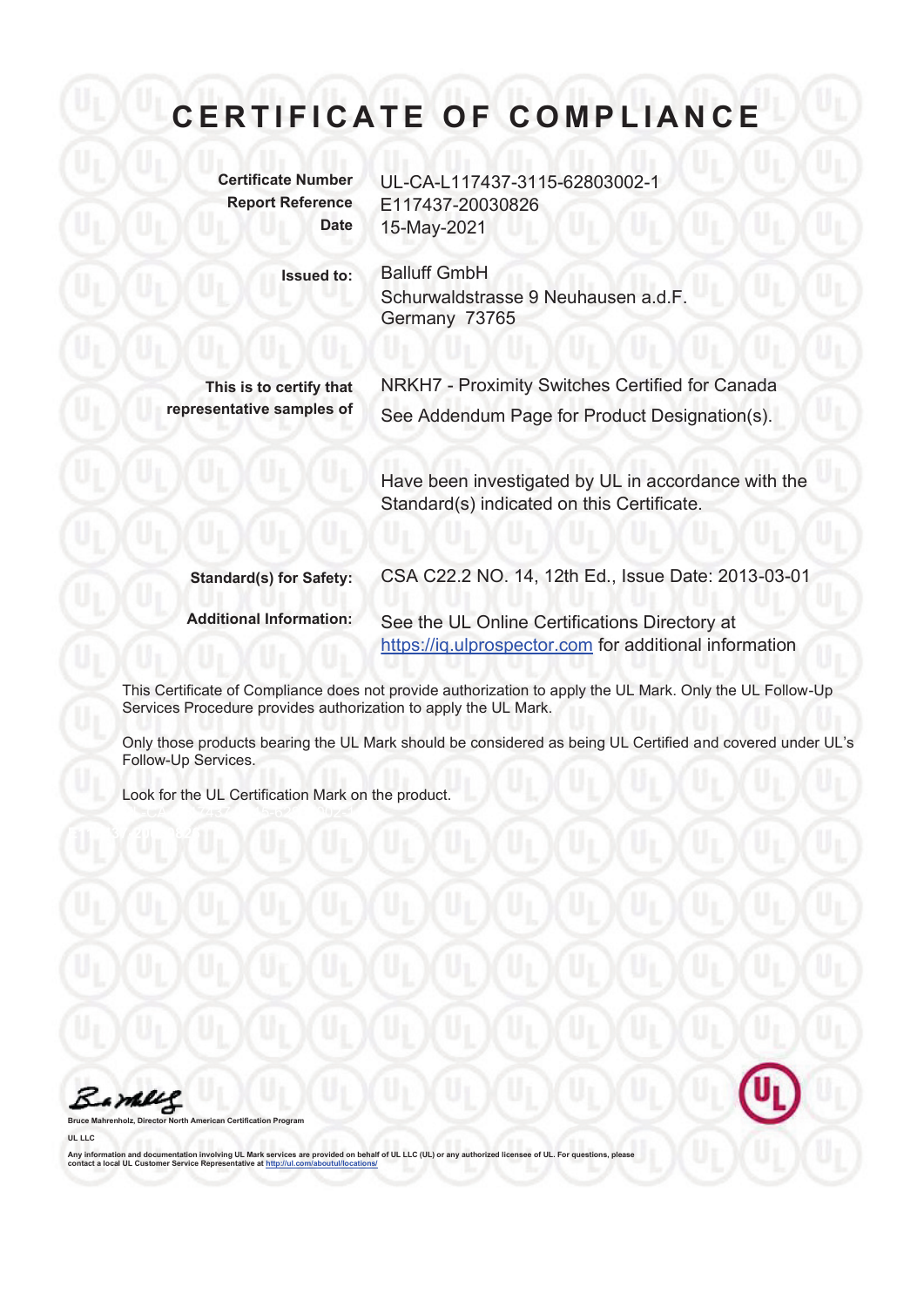# CERTIFICATE OF COMPLIANCE

| | |
|---|---|
| **Certificate Number** | UL-CA-L117437-3115-62803002-1 |
| **Report Reference** | E117437-20030826 |
| **Date** | 15-May-2021 |

| | |
|---|---|
| **Issued to:** | Balluff GmbH<br>Schurwaldstrasse 9 Neuhausen a.d.F.<br>Germany 73765 |
| **This is to certify that representative samples of** | NRKH7 - Proximity Switches Certified for Canada<br>See Addendum Page for Product Designation(s).<br><br>Have been investigated by UL in accordance with the Standard(s) indicated on this Certificate. |
| **Standard(s) for Safety:** | CSA C22.2 NO. 14, 12th Ed., Issue Date: 2013-03-01 |
| **Additional Information:** | See the UL Online Certifications Directory at https://iq.ulprospector.com for additional information |

This Certificate of Compliance does not provide authorization to apply the UL Mark. Only the UL Follow-Up Services Procedure provides authorization to apply the UL Mark.

Only those products bearing the UL Mark should be considered as being UL Certified and covered under UL's Follow-Up Services.

Look for the UL Certification Mark on the product.

Bruce Mahrenholz, Director North American Certification Program

UL LLC

Any information and documentation involving UL Mark services are provided on behalf of UL LLC (UL) or any authorized licensee of UL. For questions, please contact a local UL Customer Service Representative at http://ul.com/aboutul/locations/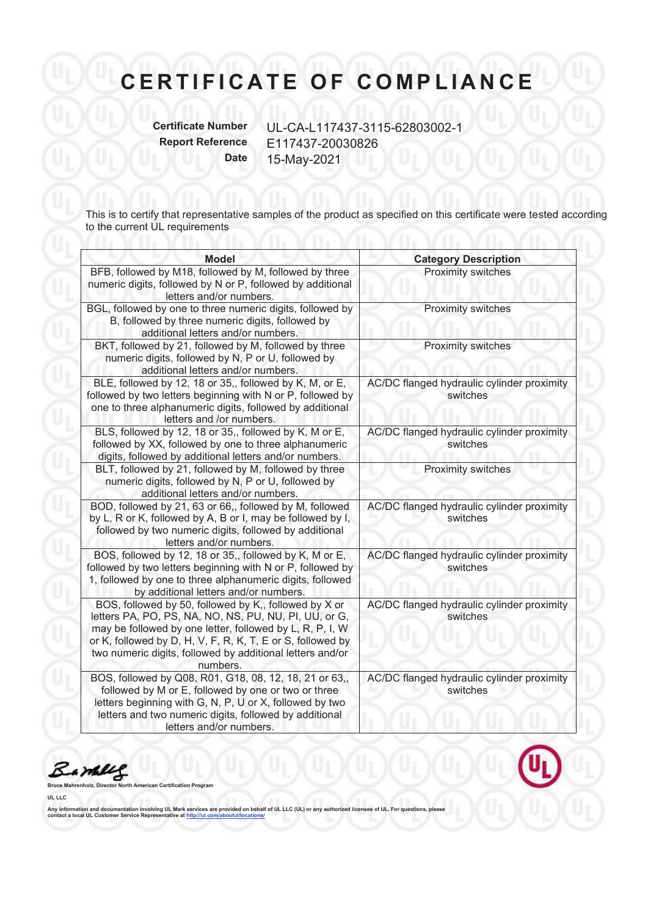# CERTIFICATE OF COMPLIANCE

**Certificate Number** UL-CA-L117437-3115-62803002-1
**Report Reference** E117437-20030826
**Date** 15-May-2021

This is to certify that representative samples of the product as specified on this certificate were tested according to the current UL requirements

| Model | Category Description |
|---|---|
| BFB, followed by M18, followed by M, followed by three numeric digits, followed by N or P, followed by additional letters and/or numbers. | Proximity switches |
| BGL, followed by one to three numeric digits, followed by B, followed by three numeric digits, followed by additional letters and/or numbers. | Proximity switches |
| BKT, followed by 21, followed by M, followed by three numeric digits, followed by N, P or U, followed by additional letters and/or numbers. | Proximity switches |
| BLE, followed by 12, 18 or 35,, followed by K, M, or E, followed by two letters beginning with N or P, followed by one to three alphanumeric digits, followed by additional letters and /or numbers. | AC/DC flanged hydraulic cylinder proximity switches |
| BLS, followed by 12, 18 or 35,, followed by K, M or E, followed by XX, followed by one to three alphanumeric digits, followed by additional letters and/or numbers. | AC/DC flanged hydraulic cylinder proximity switches |
| BLT, followed by 21, followed by M, followed by three numeric digits, followed by N, P or U, followed by additional letters and/or numbers. | Proximity switches |
| BOD, followed by 21, 63 or 66,, followed by M, followed by L, R or K, followed by A, B or I, may be followed by I, followed by two numeric digits, followed by additional letters and/or numbers. | AC/DC flanged hydraulic cylinder proximity switches |
| BOS, followed by 12, 18 or 35,, followed by K, M or E, followed by two letters beginning with N or P, followed by 1, followed by one to three alphanumeric digits, followed by additional letters and/or numbers. | AC/DC flanged hydraulic cylinder proximity switches |
| BOS, followed by 50, followed by K,, followed by X or letters PA, PO, PS, NA, NO, NS, PU, NU, PI, UU, or G, may be followed by one letter, followed by L, R, P, I, W or K, followed by D, H, V, F, R, K, T, E or S, followed by two numeric digits, followed by additional letters and/or numbers. | AC/DC flanged hydraulic cylinder proximity switches |
| BOS, followed by Q08, R01, G18, 08, 12, 18, 21 or 63,, followed by M or E, followed by one or two or three letters beginning with G, N, P, U or X, followed by two letters and two numeric digits, followed by additional letters and/or numbers. | AC/DC flanged hydraulic cylinder proximity switches |

**Bruce Mahrenholz, Director North American Certification Program**

**UL LLC**

Any information and documentation involving UL Mark services are provided on behalf of UL LLC (UL) or any authorized licensee of UL. For questions, please contact a local UL Customer Service Representative at http://ul.com/aboutul/locations/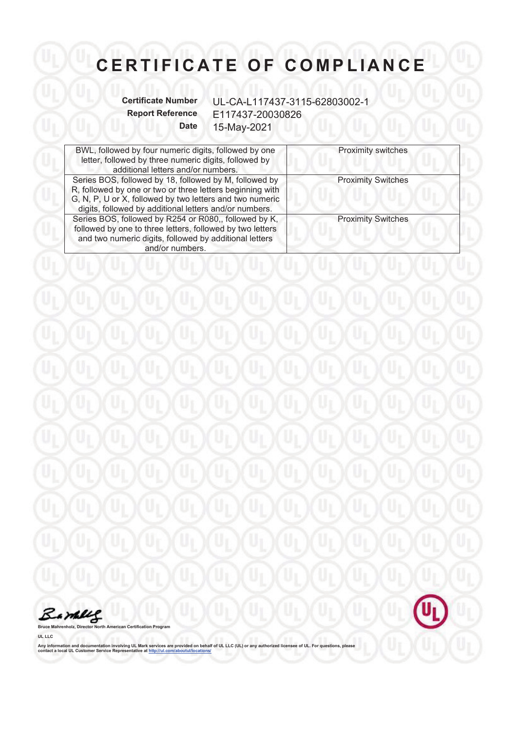# CERTIFICATE OF COMPLIANCE

**Certificate Number** UL-CA-L117437-3115-62803002-1
**Report Reference** E117437-20030826
**Date** 15-May-2021

| | |
|---|---|
| BWL, followed by four numeric digits, followed by one letter, followed by three numeric digits, followed by additional letters and/or numbers. | Proximity switches |
| Series BOS, followed by 18, followed by M, followed by R, followed by one or two or three letters beginning with G, N, P, U or X, followed by two letters and two numeric digits, followed by additional letters and/or numbers. | Proximity Switches |
| Series BOS, followed by R254 or R080,, followed by K, followed by one to three letters, followed by two letters and two numeric digits, followed by additional letters and/or numbers. | Proximity Switches |

**Bruce Mahrenholz, Director North American Certification Program**

**UL LLC**

Any information and documentation involving UL Mark services are provided on behalf of UL LLC (UL) or any authorized licensee of UL. For questions, please contact a local UL Customer Service Representative at http://ul.com/aboutul/locations/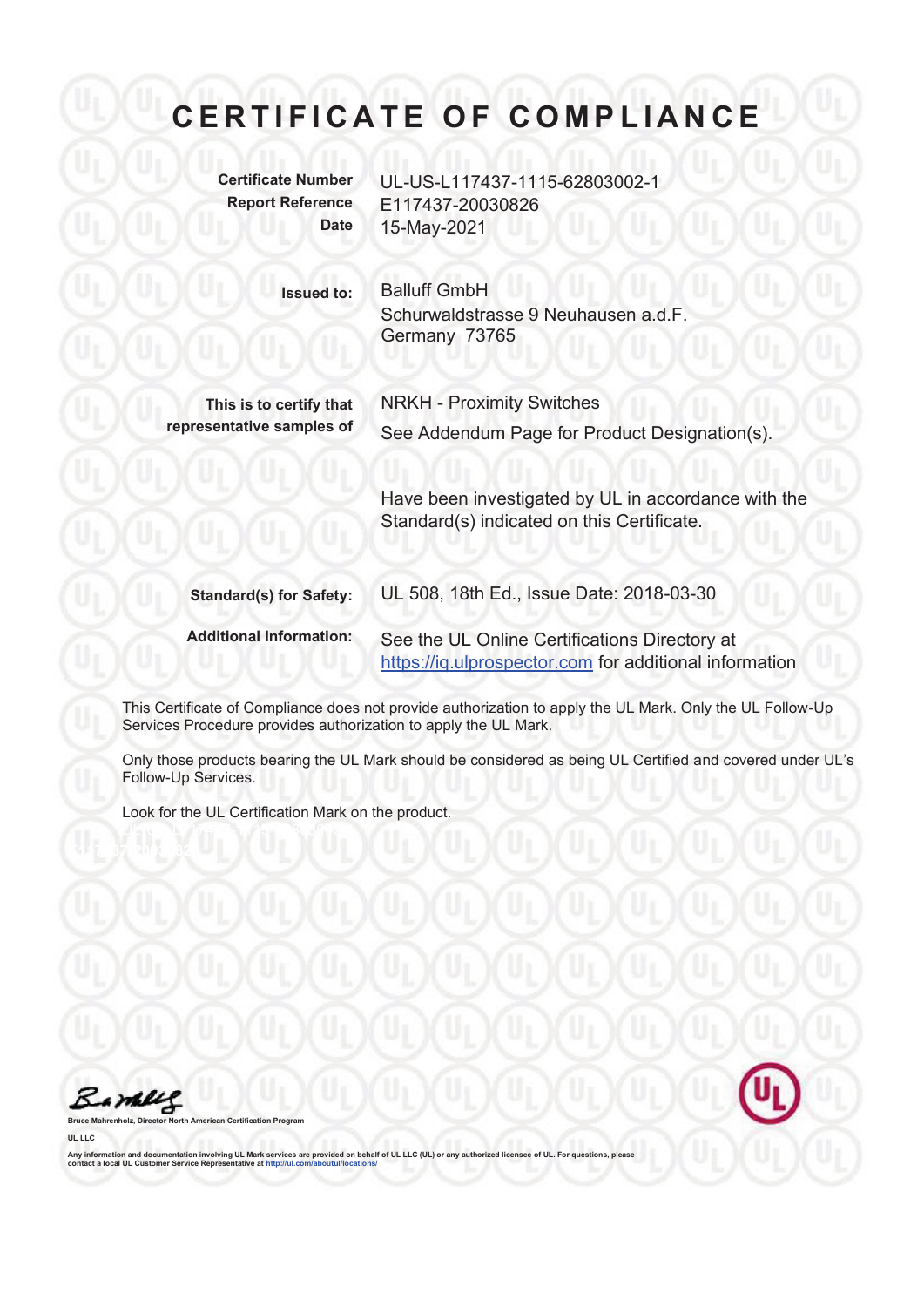# CERTIFICATE OF COMPLIANCE

| | |
|---|---|
| **Certificate Number** | UL-US-L117437-1115-62803002-1 |
| **Report Reference** | E117437-20030826 |
| **Date** | 15-May-2021 |

| | |
|---|---|
| **Issued to:** | Balluff GmbH<br>Schurwaldstrasse 9 Neuhausen a.d.F.<br>Germany 73765 |
| **This is to certify that representative samples of** | NRKH - Proximity Switches<br>See Addendum Page for Product Designation(s).<br><br>Have been investigated by UL in accordance with the Standard(s) indicated on this Certificate. |
| **Standard(s) for Safety:** | UL 508, 18th Ed., Issue Date: 2018-03-30 |
| **Additional Information:** | See the UL Online Certifications Directory at https://iq.ulprospector.com for additional information |

This Certificate of Compliance does not provide authorization to apply the UL Mark. Only the UL Follow-Up Services Procedure provides authorization to apply the UL Mark.

Only those products bearing the UL Mark should be considered as being UL Certified and covered under UL's Follow-Up Services.

Look for the UL Certification Mark on the product.

Bruce Mahrenholz, Director North American Certification Program

UL LLC

Any information and documentation involving UL Mark services are provided on behalf of UL LLC (UL) or any authorized licensee of UL. For questions, please contact a local UL Customer Service Representative at http://ul.com/aboutul/locations/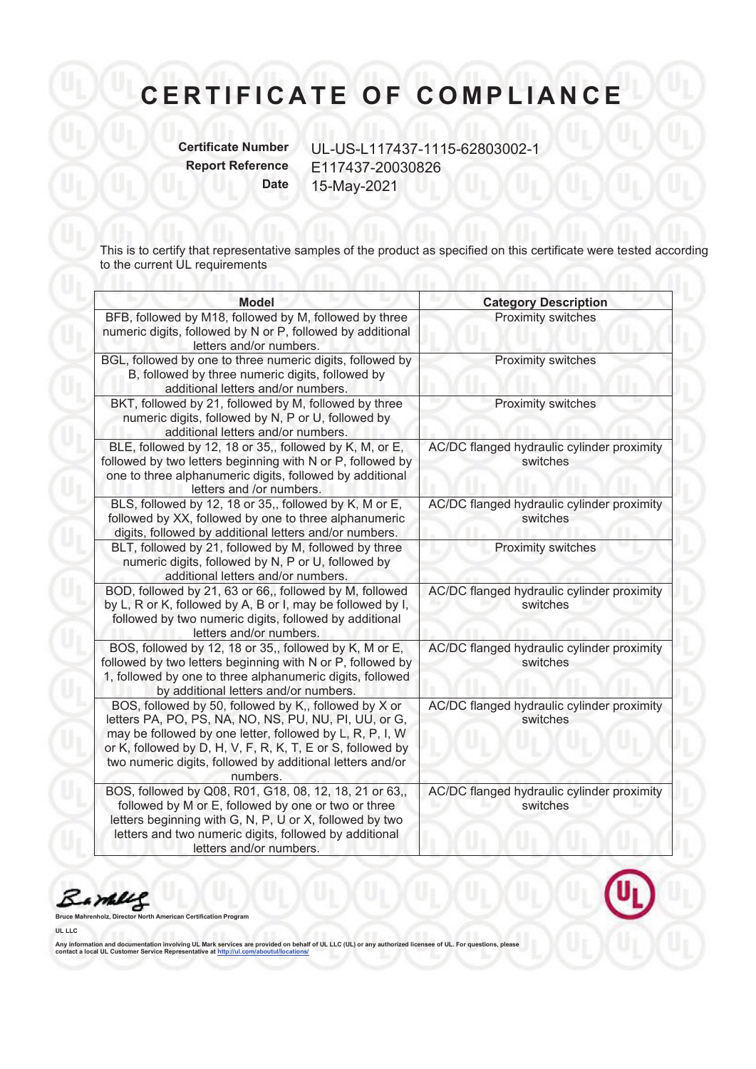# CERTIFICATE OF COMPLIANCE

**Certificate Number** UL-US-L117437-1115-62803002-1
**Report Reference** E117437-20030826
**Date** 15-May-2021

This is to certify that representative samples of the product as specified on this certificate were tested according to the current UL requirements

| Model | Category Description |
| --- | --- |
| BFB, followed by M18, followed by M, followed by three numeric digits, followed by N or P, followed by additional letters and/or numbers. | Proximity switches |
| BGL, followed by one to three numeric digits, followed by B, followed by three numeric digits, followed by additional letters and/or numbers. | Proximity switches |
| BKT, followed by 21, followed by M, followed by three numeric digits, followed by N, P or U, followed by additional letters and/or numbers. | Proximity switches |
| BLE, followed by 12, 18 or 35,, followed by K, M, or E, followed by two letters beginning with N or P, followed by one to three alphanumeric digits, followed by additional letters and /or numbers. | AC/DC flanged hydraulic cylinder proximity switches |
| BLS, followed by 12, 18 or 35,, followed by K, M or E, followed by XX, followed by one to three alphanumeric digits, followed by additional letters and/or numbers. | AC/DC flanged hydraulic cylinder proximity switches |
| BLT, followed by 21, followed by M, followed by three numeric digits, followed by N, P or U, followed by additional letters and/or numbers. | Proximity switches |
| BOD, followed by 21, 63 or 66,, followed by M, followed by L, R or K, followed by A, B or I, may be followed by I, followed by two numeric digits, followed by additional letters and/or numbers. | AC/DC flanged hydraulic cylinder proximity switches |
| BOS, followed by 12, 18 or 35,, followed by K, M or E, followed by two letters beginning with N or P, followed by 1, followed by one to three alphanumeric digits, followed by additional letters and/or numbers. | AC/DC flanged hydraulic cylinder proximity switches |
| BOS, followed by 50, followed by K,, followed by X or letters PA, PO, PS, NA, NO, NS, PU, NU, PI, UU, or G, may be followed by one letter, followed by L, R, P, I, W or K, followed by D, H, V, F, R, K, T, E or S, followed by two numeric digits, followed by additional letters and/or numbers. | AC/DC flanged hydraulic cylinder proximity switches |
| BOS, followed by Q08, R01, G18, 08, 12, 18, 21 or 63,, followed by M or E, followed by one or two or three letters beginning with G, N, P, U or X, followed by two letters and two numeric digits, followed by additional letters and/or numbers. | AC/DC flanged hydraulic cylinder proximity switches |

**Bruce Mahrenholz, Director North American Certification Program**

**UL LLC**

Any information and documentation involving UL Mark services are provided on behalf of UL LLC (UL) or any authorized licensee of UL. For questions, please contact a local UL Customer Service Representative at http://ul.com/aboutul/locations/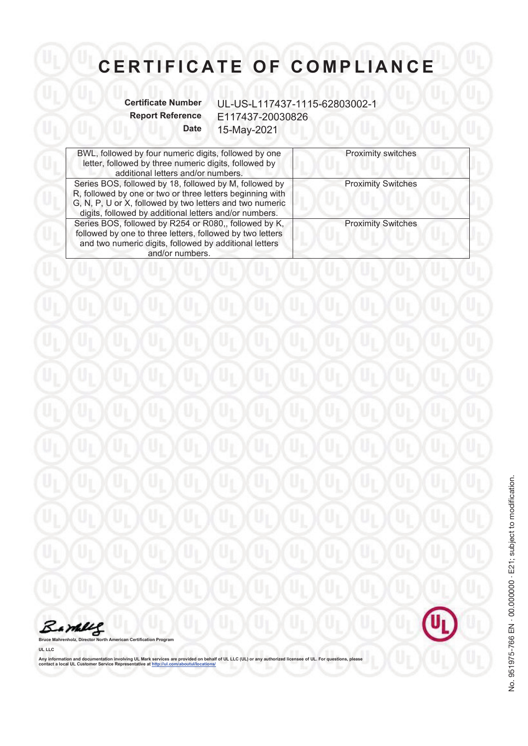# CERTIFICATE OF COMPLIANCE

**Certificate Number** UL-US-L117437-1115-62803002-1
**Report Reference** E117437-20030826
**Date** 15-May-2021

| | |
|---|---|
| BWL, followed by four numeric digits, followed by one letter, followed by three numeric digits, followed by additional letters and/or numbers. | Proximity switches |
| Series BOS, followed by 18, followed by M, followed by R, followed by one or two or three letters beginning with G, N, P, U or X, followed by two letters and two numeric digits, followed by additional letters and/or numbers. | Proximity Switches |
| Series BOS, followed by R254 or R080,, followed by K, followed by one to three letters, followed by two letters and two numeric digits, followed by additional letters and/or numbers. | Proximity Switches |

**Bruce Mahrenholz, Director North American Certification Program**

**UL LLC**

Any information and documentation involving UL Mark services are provided on behalf of UL LLC (UL) or any authorized licensee of UL. For questions, please contact a local UL Customer Service Representative at http://ul.com/aboutul/locations/

No. 951975-766 EN · 00.000000 · E21; subject to modification.